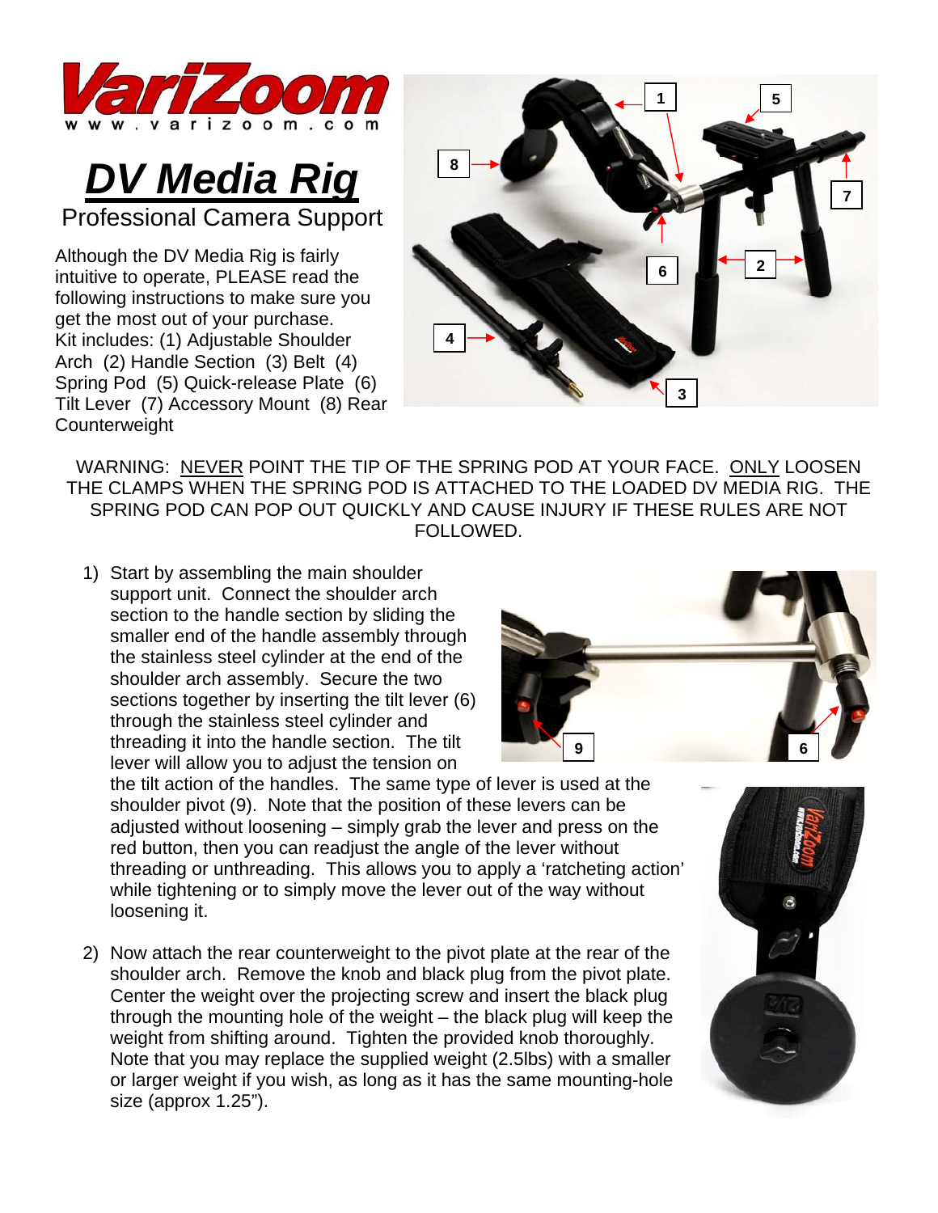# DV Media Rig

## Professional Camera Support

Although the DV Media Rig is fairly intuitive to operate, PLEASE read the following instructions to make sure you get the most out of your purchase. Kit includes: (1) Adjustable Shoulder Arch (2) Handle Section (3) Belt (4) Spring Pod (5) Quick-release Plate (6) Tilt Lever (7) Accessory Mount (8) Rear Counterweight

WARNING: NEVER POINT THE TIP OF THE SPRING POD AT YOUR FACE. ONLY LOOSEN THE CLAMPS WHEN THE SPRING POD IS ATTACHED TO THE LOADED DV MEDIA RIG. THE SPRING POD CAN POP OUT QUICKLY AND CAUSE INJURY IF THESE RULES ARE NOT FOLLOWED.

1) Start by assembling the main shoulder support unit. Connect the shoulder arch section to the handle section by sliding the smaller end of the handle assembly through the stainless steel cylinder at the end of the shoulder arch assembly. Secure the two sections together by inserting the tilt lever (6) through the stainless steel cylinder and threading it into the handle section. The tilt lever will allow you to adjust the tension on the tilt action of the handles. The same type of lever is used at the shoulder pivot (9). Note that the position of these levers can be adjusted without loosening – simply grab the lever and press on the red button, then you can readjust the angle of the lever without threading or unthreading. This allows you to apply a 'ratcheting action' while tightening or to simply move the lever out of the way without loosening it.

2) Now attach the rear counterweight to the pivot plate at the rear of the shoulder arch. Remove the knob and black plug from the pivot plate. Center the weight over the projecting screw and insert the black plug through the mounting hole of the weight – the black plug will keep the weight from shifting around. Tighten the provided knob thoroughly. Note that you may replace the supplied weight (2.5lbs) with a smaller or larger weight if you wish, as long as it has the same mounting-hole size (approx 1.25").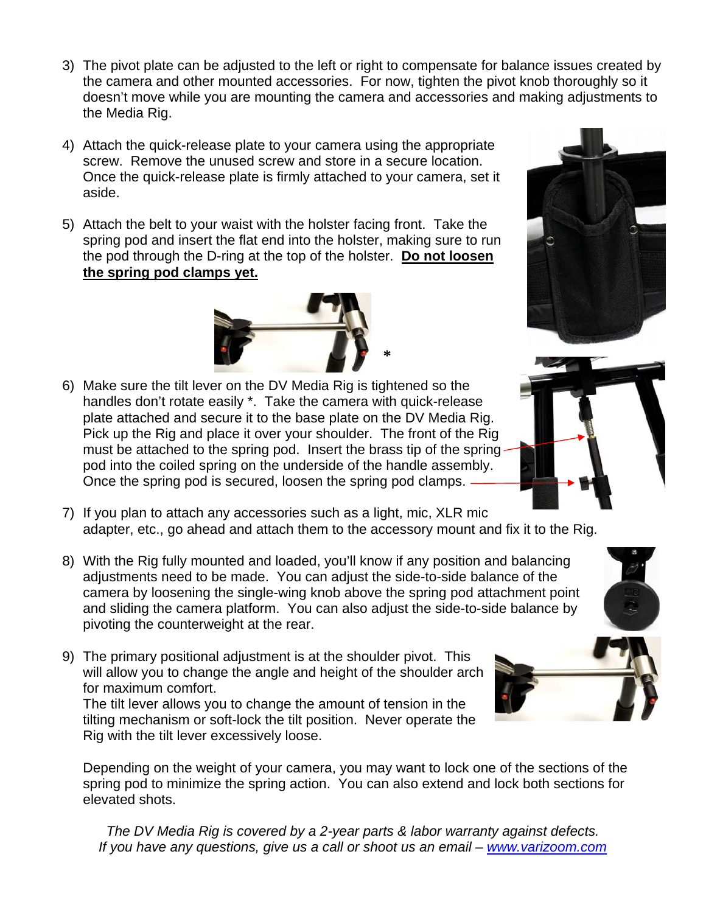3) The pivot plate can be adjusted to the left or right to compensate for balance issues created by the camera and other mounted accessories. For now, tighten the pivot knob thoroughly so it doesn't move while you are mounting the camera and accessories and making adjustments to the Media Rig.

4) Attach the quick-release plate to your camera using the appropriate screw. Remove the unused screw and store in a secure location. Once the quick-release plate is firmly attached to your camera, set it aside.

5) Attach the belt to your waist with the holster facing front. Take the spring pod and insert the flat end into the holster, making sure to run the pod through the D-ring at the top of the holster. **Do not loosen the spring pod clamps yet.**

*

6) Make sure the tilt lever on the DV Media Rig is tightened so the handles don't rotate easily *. Take the camera with quick-release plate attached and secure it to the base plate on the DV Media Rig. Pick up the Rig and place it over your shoulder. The front of the Rig must be attached to the spring pod. Insert the brass tip of the spring pod into the coiled spring on the underside of the handle assembly. Once the spring pod is secured, loosen the spring pod clamps.

7) If you plan to attach any accessories such as a light, mic, XLR mic adapter, etc., go ahead and attach them to the accessory mount and fix it to the Rig.

8) With the Rig fully mounted and loaded, you'll know if any position and balancing adjustments need to be made. You can adjust the side-to-side balance of the camera by loosening the single-wing knob above the spring pod attachment point and sliding the camera platform. You can also adjust the side-to-side balance by pivoting the counterweight at the rear.

9) The primary positional adjustment is at the shoulder pivot. This will allow you to change the angle and height of the shoulder arch for maximum comfort.
   The tilt lever allows you to change the amount of tension in the tilting mechanism or soft-lock the tilt position. Never operate the Rig with the tilt lever excessively loose.

   Depending on the weight of your camera, you may want to lock one of the sections of the spring pod to minimize the spring action. You can also extend and lock both sections for elevated shots.

*The DV Media Rig is covered by a 2-year parts & labor warranty against defects.*
*If you have any questions, give us a call or shoot us an email – [www.varizoom.com](http://www.varizoom.com)*